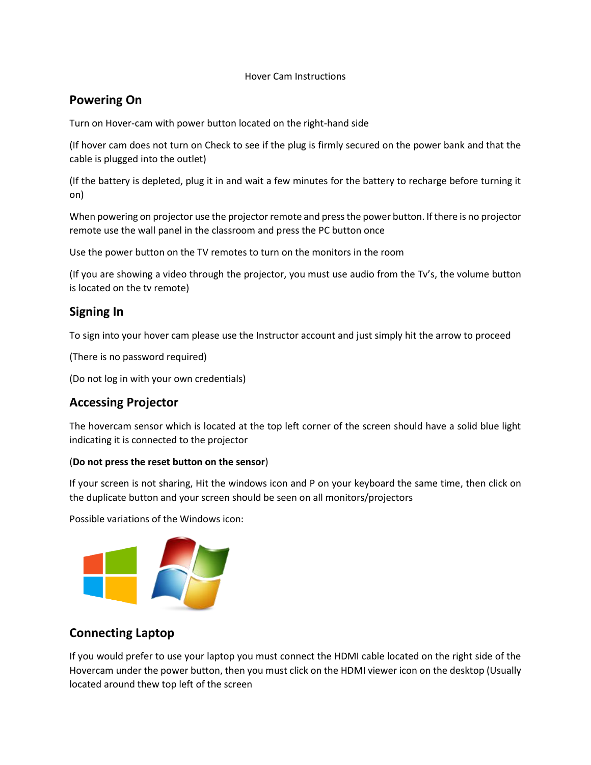Hover Cam Instructions

## Powering On

Turn on Hover-cam with power button located on the right-hand side

(If hover cam does not turn on Check to see if the plug is firmly secured on the power bank and that the cable is plugged into the outlet)

(If the battery is depleted, plug it in and wait a few minutes for the battery to recharge before turning it on)

When powering on projector use the projector remote and press the power button. If there is no projector remote use the wall panel in the classroom and press the PC button once

Use the power button on the TV remotes to turn on the monitors in the room

(If you are showing a video through the projector, you must use audio from the Tv's, the volume button is located on the tv remote)

## Signing In

To sign into your hover cam please use the Instructor account and just simply hit the arrow to proceed

(There is no password required)

(Do not log in with your own credentials)

## Accessing Projector

The hovercam sensor which is located at the top left corner of the screen should have a solid blue light indicating it is connected to the projector

(**Do not press the reset button on the sensor**)

If your screen is not sharing, Hit the windows icon and P on your keyboard the same time, then click on the duplicate button and your screen should be seen on all monitors/projectors

Possible variations of the Windows icon:

## Connecting Laptop

If you would prefer to use your laptop you must connect the HDMI cable located on the right side of the Hovercam under the power button, then you must click on the HDMI viewer icon on the desktop (Usually located around thew top left of the screen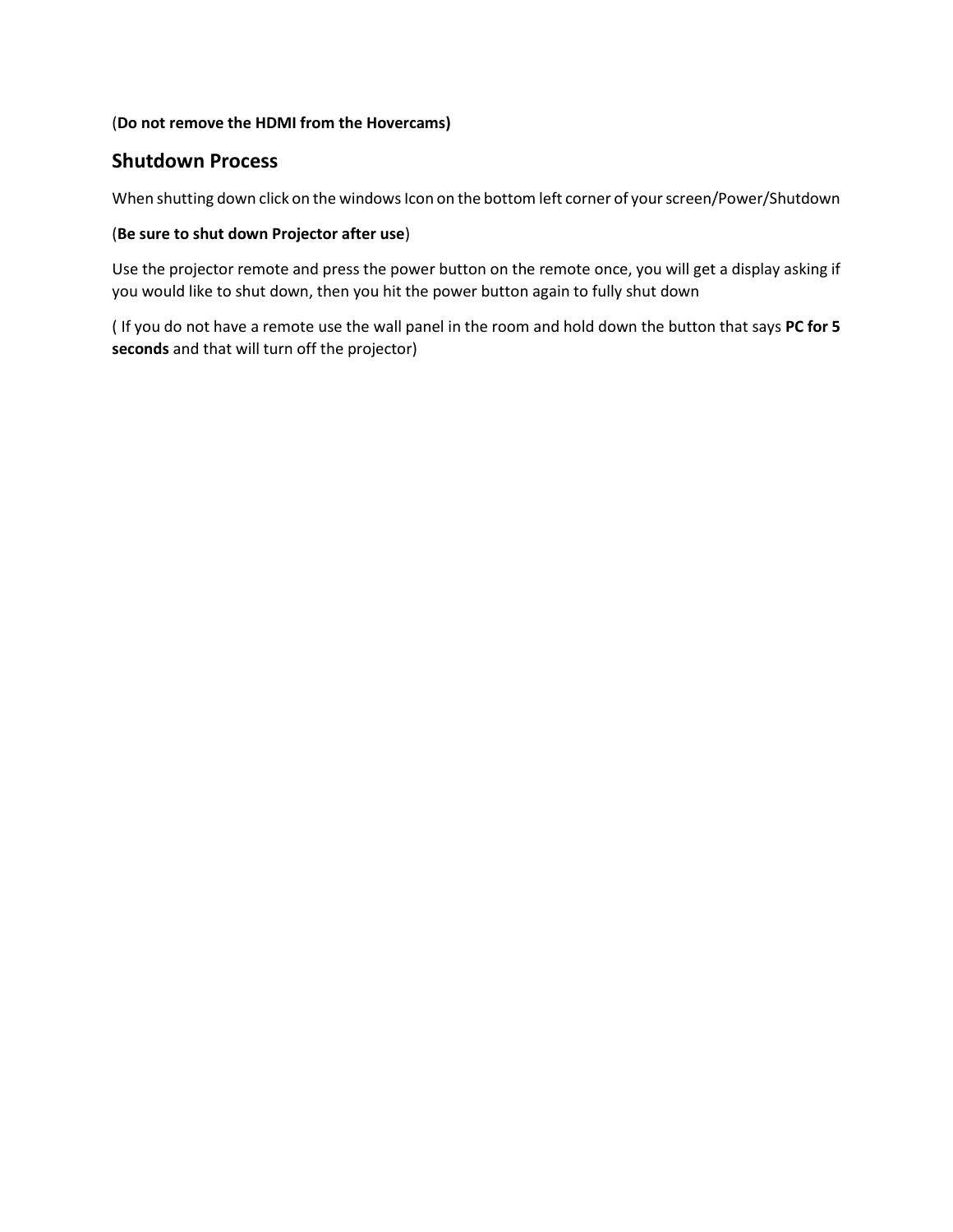(**Do not remove the HDMI from the Hovercams)**

## Shutdown Process

When shutting down click on the windows Icon on the bottom left corner of your screen/Power/Shutdown

(**Be sure to shut down Projector after use**)

Use the projector remote and press the power button on the remote once, you will get a display asking if you would like to shut down, then you hit the power button again to fully shut down

( If you do not have a remote use the wall panel in the room and hold down the button that says **PC for 5 seconds** and that will turn off the projector)